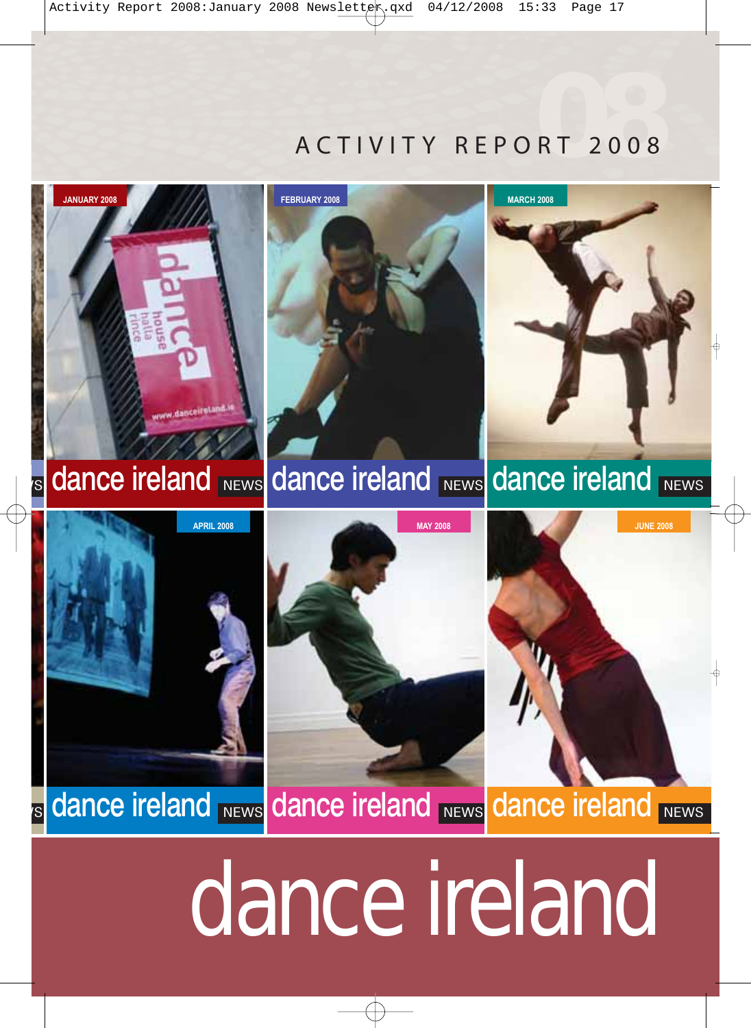# ACTIVITY REPORT 2008

JANUARY 2008

dance ireland NEWS

FEBRUARY 2008

dance ireland NEWS

MARCH 2008

dance ireland NEWS

APRIL 2008

dance ireland NEWS

MAY 2008

dance ireland NEWS

JUNE 2008

dance ireland NEWS

dance ireland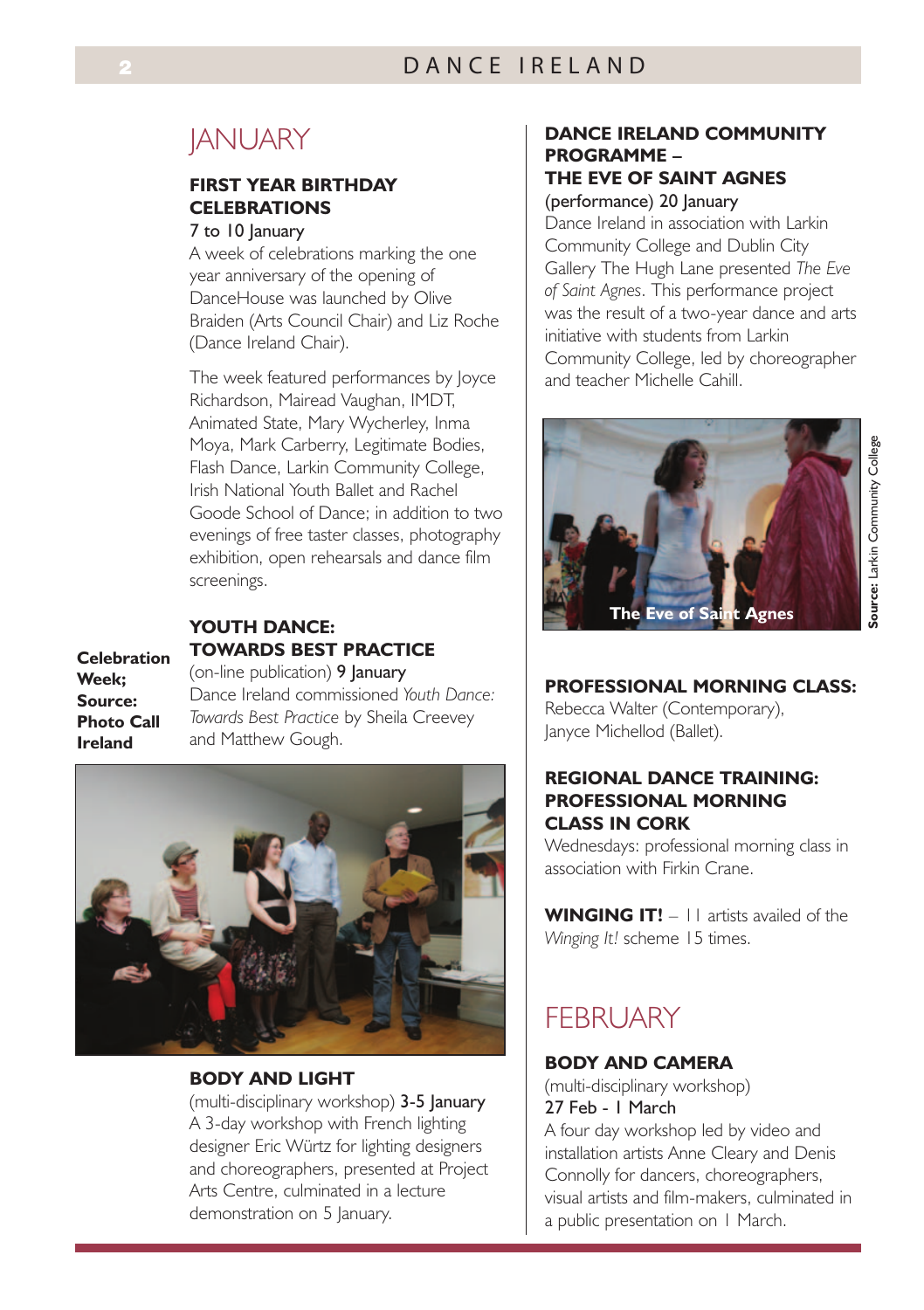# JANUARY

### FIRST YEAR BIRTHDAY CELEBRATIONS

7 to 10 January

A week of celebrations marking the one year anniversary of the opening of DanceHouse was launched by Olive Braiden (Arts Council Chair) and Liz Roche (Dance Ireland Chair).

The week featured performances by Joyce Richardson, Mairead Vaughan, IMDT, Animated State, Mary Wycherley, Inma Moya, Mark Carberry, Legitimate Bodies, Flash Dance, Larkin Community College, Irish National Youth Ballet and Rachel Goode School of Dance; in addition to two evenings of free taster classes, photography exhibition, open rehearsals and dance film screenings.

### YOUTH DANCE: TOWARDS BEST PRACTICE

(on-line publication) 9 January

Dance Ireland commissioned *Youth Dance: Towards Best Practice* by Sheila Creevey and Matthew Gough.

**Celebration Week; Source: Photo Call Ireland**

### BODY AND LIGHT

(multi-disciplinary workshop) 3-5 January

A 3-day workshop with French lighting designer Eric Würtz for lighting designers and choreographers, presented at Project Arts Centre, culminated in a lecture demonstration on 5 January.

### DANCE IRELAND COMMUNITY PROGRAMME – THE EVE OF SAINT AGNES

(performance) 20 January

Dance Ireland in association with Larkin Community College and Dublin City Gallery The Hugh Lane presented *The Eve of Saint Agnes*. This performance project was the result of a two-year dance and arts initiative with students from Larkin Community College, led by choreographer and teacher Michelle Cahill.

The Eve of Saint Agnes

**Source:** Larkin Community College

### PROFESSIONAL MORNING CLASS:

Rebecca Walter (Contemporary), Janyce Michellod (Ballet).

### REGIONAL DANCE TRAINING: PROFESSIONAL MORNING CLASS IN CORK

Wednesdays: professional morning class in association with Firkin Crane.

**WINGING IT!** – 11 artists availed of the *Winging It!* scheme 15 times.

# FEBRUARY

### BODY AND CAMERA

(multi-disciplinary workshop)
27 Feb - 1 March

A four day workshop led by video and installation artists Anne Cleary and Denis Connolly for dancers, choreographers, visual artists and film-makers, culminated in a public presentation on 1 March.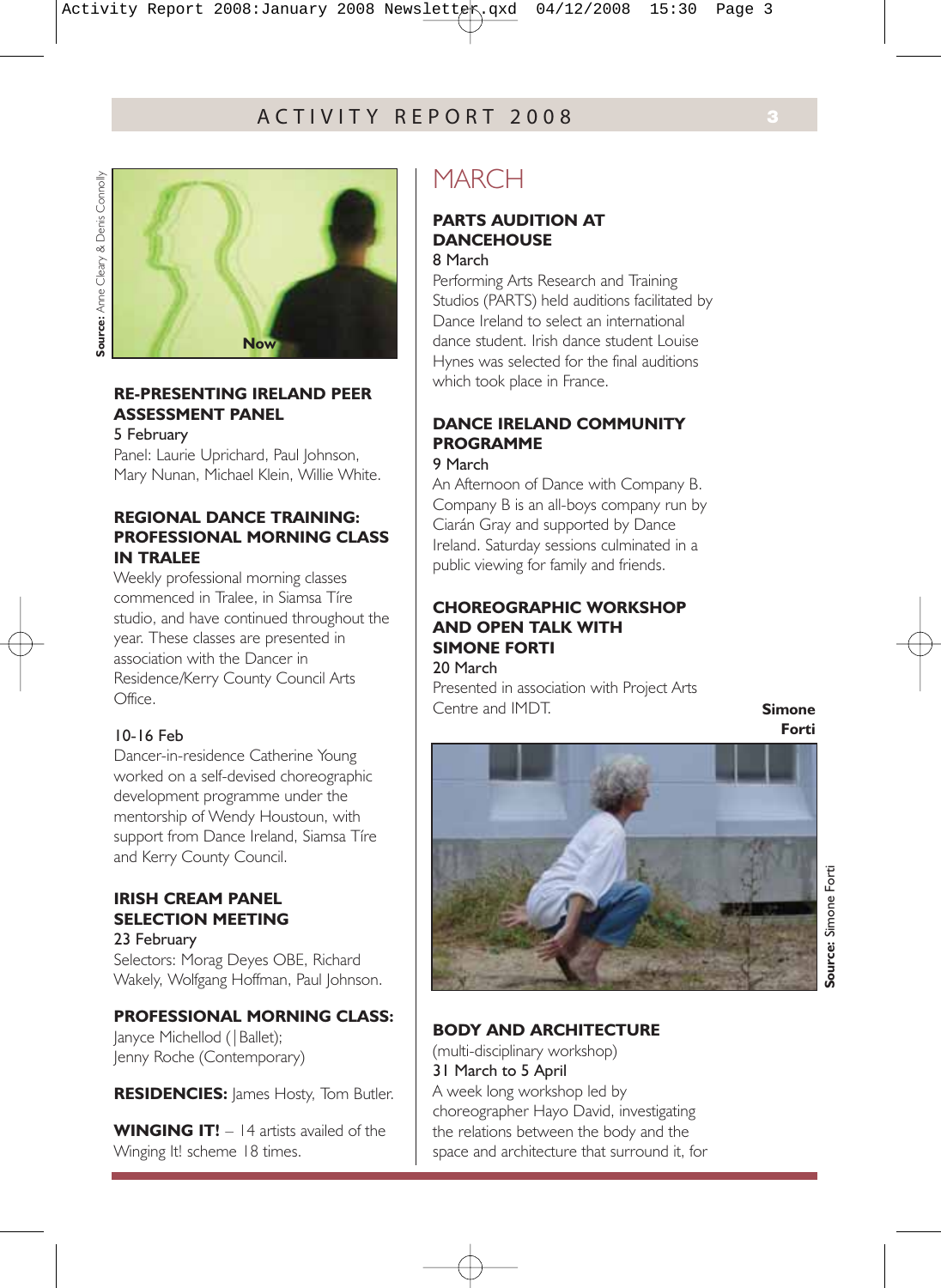Source: Anne Cleary & Denis Connolly

Now

### RE-PRESENTING IRELAND PEER ASSESSMENT PANEL

5 February

Panel: Laurie Uprichard, Paul Johnson, Mary Nunan, Michael Klein, Willie White.

### REGIONAL DANCE TRAINING: PROFESSIONAL MORNING CLASS IN TRALEE

Weekly professional morning classes commenced in Tralee, in Siamsa Tíre studio, and have continued throughout the year. These classes are presented in association with the Dancer in Residence/Kerry County Council Arts Office.

10-16 Feb

Dancer-in-residence Catherine Young worked on a self-devised choreographic development programme under the mentorship of Wendy Houstoun, with support from Dance Ireland, Siamsa Tíre and Kerry County Council.

### IRISH CREAM PANEL SELECTION MEETING

23 February

Selectors: Morag Deyes OBE, Richard Wakely, Wolfgang Hoffman, Paul Johnson.

**PROFESSIONAL MORNING CLASS:** Janyce Michellod (|Ballet); Jenny Roche (Contemporary)

**RESIDENCIES:** James Hosty, Tom Butler.

**WINGING IT!** – 14 artists availed of the Winging It! scheme 18 times.

## MARCH

### PARTS AUDITION AT DANCEHOUSE

8 March

Performing Arts Research and Training Studios (PARTS) held auditions facilitated by Dance Ireland to select an international dance student. Irish dance student Louise Hynes was selected for the final auditions which took place in France.

### DANCE IRELAND COMMUNITY PROGRAMME

9 March

An Afternoon of Dance with Company B. Company B is an all-boys company run by Ciarán Gray and supported by Dance Ireland. Saturday sessions culminated in a public viewing for family and friends.

### CHOREOGRAPHIC WORKSHOP AND OPEN TALK WITH SIMONE FORTI

20 March

Presented in association with Project Arts Centre and IMDT.

Simone Forti

Source: Simone Forti

### BODY AND ARCHITECTURE

(multi-disciplinary workshop)

31 March to 5 April

A week long workshop led by choreographer Hayo David, investigating the relations between the body and the space and architecture that surround it, for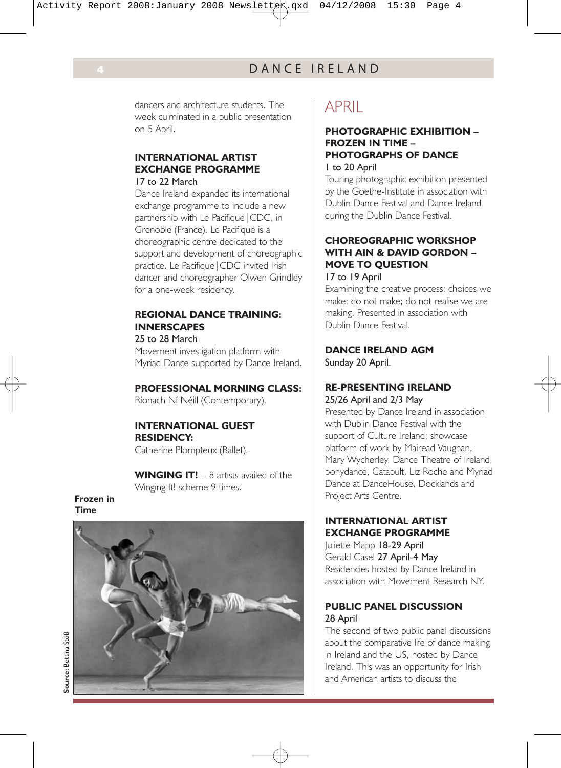dancers and architecture students. The week culminated in a public presentation on 5 April.

**INTERNATIONAL ARTIST EXCHANGE PROGRAMME**
17 to 22 March
Dance Ireland expanded its international exchange programme to include a new partnership with Le Pacifique|CDC, in Grenoble (France). Le Pacifique is a choreographic centre dedicated to the support and development of choreographic practice. Le Pacifique|CDC invited Irish dancer and choreographer Olwen Grindley for a one-week residency.

**REGIONAL DANCE TRAINING: INNERSCAPES**
25 to 28 March
Movement investigation platform with Myriad Dance supported by Dance Ireland.

**PROFESSIONAL MORNING CLASS:**
Ríonach Ní Néill (Contemporary).

**INTERNATIONAL GUEST RESIDENCY:**
Catherine Plompteux (Ballet).

**WINGING IT!** – 8 artists availed of the Winging It! scheme 9 times.

**Frozen in Time**

**Source:** Bettina Stoß

# APRIL

**PHOTOGRAPHIC EXHIBITION – FROZEN IN TIME – PHOTOGRAPHS OF DANCE**
1 to 20 April
Touring photographic exhibition presented by the Goethe-Institute in association with Dublin Dance Festival and Dance Ireland during the Dublin Dance Festival.

**CHOREOGRAPHIC WORKSHOP WITH AIN & DAVID GORDON – MOVE TO QUESTION**
17 to 19 April
Examining the creative process: choices we make; do not make; do not realise we are making. Presented in association with Dublin Dance Festival.

**DANCE IRELAND AGM**
Sunday 20 April.

**RE-PRESENTING IRELAND**
25/26 April and 2/3 May
Presented by Dance Ireland in association with Dublin Dance Festival with the support of Culture Ireland; showcase platform of work by Mairead Vaughan, Mary Wycherley, Dance Theatre of Ireland, ponydance, Catapult, Liz Roche and Myriad Dance at DanceHouse, Docklands and Project Arts Centre.

**INTERNATIONAL ARTIST EXCHANGE PROGRAMME**
Juliette Mapp 18-29 April
Gerald Casel 27 April-4 May
Residencies hosted by Dance Ireland in association with Movement Research NY.

**PUBLIC PANEL DISCUSSION**
28 April
The second of two public panel discussions about the comparative life of dance making in Ireland and the US, hosted by Dance Ireland. This was an opportunity for Irish and American artists to discuss the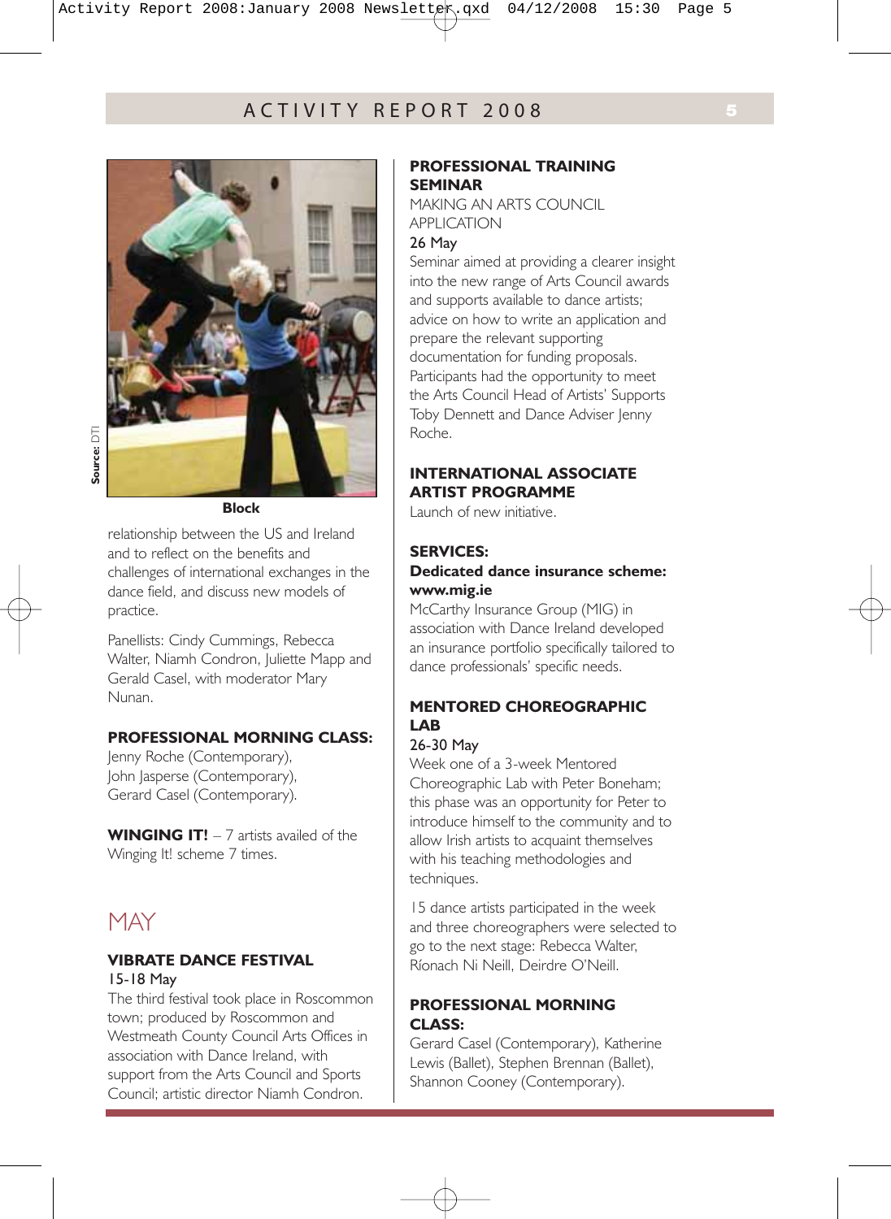Source: DTI

Block

relationship between the US and Ireland and to reflect on the benefits and challenges of international exchanges in the dance field, and discuss new models of practice.

Panellists: Cindy Cummings, Rebecca Walter, Niamh Condron, Juliette Mapp and Gerald Casel, with moderator Mary Nunan.

**PROFESSIONAL MORNING CLASS:**
Jenny Roche (Contemporary), John Jasperse (Contemporary), Gerard Casel (Contemporary).

**WINGING IT!** – 7 artists availed of the Winging It! scheme 7 times.

## MAY

**VIBRATE DANCE FESTIVAL**
15-18 May
The third festival took place in Roscommon town; produced by Roscommon and Westmeath County Council Arts Offices in association with Dance Ireland, with support from the Arts Council and Sports Council; artistic director Niamh Condron.

**PROFESSIONAL TRAINING SEMINAR**
MAKING AN ARTS COUNCIL APPLICATION
26 May
Seminar aimed at providing a clearer insight into the new range of Arts Council awards and supports available to dance artists; advice on how to write an application and prepare the relevant supporting documentation for funding proposals. Participants had the opportunity to meet the Arts Council Head of Artists' Supports Toby Dennett and Dance Adviser Jenny Roche.

**INTERNATIONAL ASSOCIATE ARTIST PROGRAMME**
Launch of new initiative.

**SERVICES:**
**Dedicated dance insurance scheme: www.mig.ie**
McCarthy Insurance Group (MIG) in association with Dance Ireland developed an insurance portfolio specifically tailored to dance professionals' specific needs.

**MENTORED CHOREOGRAPHIC LAB**
26-30 May
Week one of a 3-week Mentored Choreographic Lab with Peter Boneham; this phase was an opportunity for Peter to introduce himself to the community and to allow Irish artists to acquaint themselves with his teaching methodologies and techniques.

15 dance artists participated in the week and three choreographers were selected to go to the next stage: Rebecca Walter, Ríonach Ni Neill, Deirdre O'Neill.

**PROFESSIONAL MORNING CLASS:**
Gerard Casel (Contemporary), Katherine Lewis (Ballet), Stephen Brennan (Ballet), Shannon Cooney (Contemporary).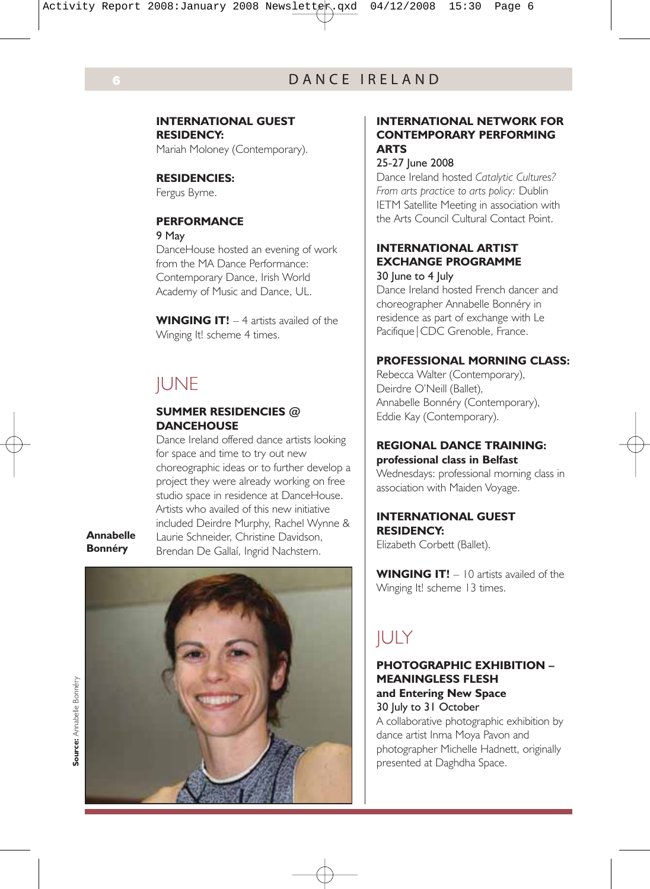**INTERNATIONAL GUEST RESIDENCY:**
Mariah Moloney (Contemporary).

**RESIDENCIES:**
Fergus Byrne.

**PERFORMANCE**
9 May
DanceHouse hosted an evening of work from the MA Dance Performance: Contemporary Dance, Irish World Academy of Music and Dance, UL.

**WINGING IT!** – 4 artists availed of the Winging It! scheme 4 times.

## JUNE

**SUMMER RESIDENCIES @ DANCEHOUSE**
Dance Ireland offered dance artists looking for space and time to try out new choreographic ideas or to further develop a project they were already working on free studio space in residence at DanceHouse. Artists who availed of this new initiative included Deirdre Murphy, Rachel Wynne & Laurie Schneider, Christine Davidson, Brendan De Gallaí, Ingrid Nachstern.

**Annabelle Bonnéry**

Source: Annabelle Bonnéry

**INTERNATIONAL NETWORK FOR CONTEMPORARY PERFORMING ARTS**
25-27 June 2008
Dance Ireland hosted *Catalytic Cultures? From arts practice to arts policy:* Dublin IETM Satellite Meeting in association with the Arts Council Cultural Contact Point.

**INTERNATIONAL ARTIST EXCHANGE PROGRAMME**
30 June to 4 July
Dance Ireland hosted French dancer and choreographer Annabelle Bonnéry in residence as part of exchange with Le Pacifique|CDC Grenoble, France.

**PROFESSIONAL MORNING CLASS:**
Rebecca Walter (Contemporary),
Deirdre O'Neill (Ballet),
Annabelle Bonnéry (Contemporary),
Eddie Kay (Contemporary).

**REGIONAL DANCE TRAINING: professional class in Belfast**
Wednesdays: professional morning class in association with Maiden Voyage.

**INTERNATIONAL GUEST RESIDENCY:**
Elizabeth Corbett (Ballet).

**WINGING IT!** – 10 artists availed of the Winging It! scheme 13 times.

## JULY

**PHOTOGRAPHIC EXHIBITION – MEANINGLESS FLESH and Entering New Space**
30 July to 31 October
A collaborative photographic exhibition by dance artist Inma Moya Pavon and photographer Michelle Hadnett, originally presented at Daghdha Space.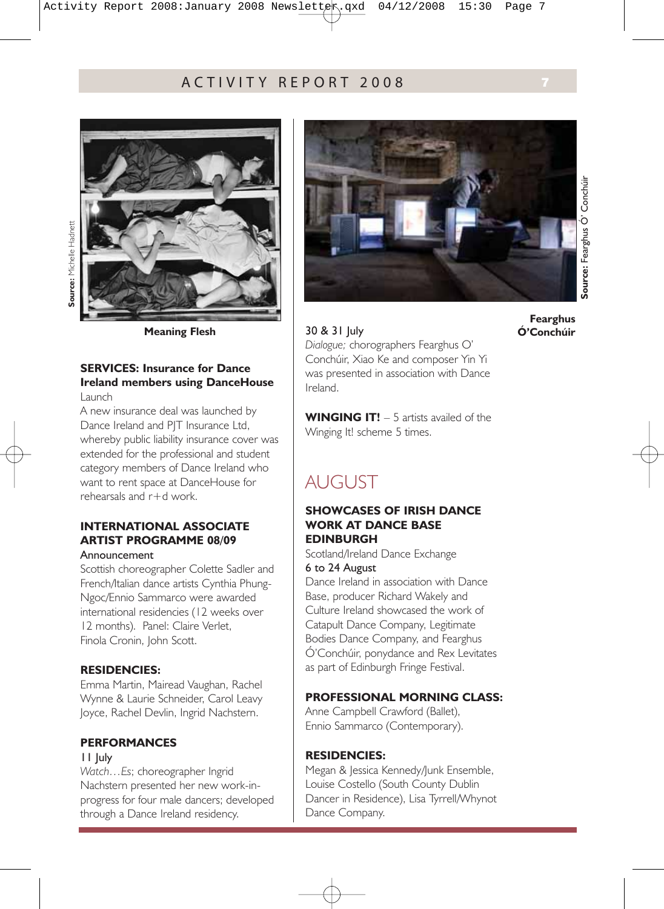**Source:** Michelle Hadnett

**Meaning Flesh**

**SERVICES: Insurance for Dance Ireland members using DanceHouse**

Launch

A new insurance deal was launched by Dance Ireland and PJT Insurance Ltd, whereby public liability insurance cover was extended for the professional and student category members of Dance Ireland who want to rent space at DanceHouse for rehearsals and r+d work.

**INTERNATIONAL ASSOCIATE ARTIST PROGRAMME 08/09**

Announcement

Scottish choreographer Colette Sadler and French/Italian dance artists Cynthia Phung-Ngoc/Ennio Sammarco were awarded international residencies (12 weeks over 12 months). Panel: Claire Verlet, Finola Cronin, John Scott.

**RESIDENCIES:**

Emma Martin, Mairead Vaughan, Rachel Wynne & Laurie Schneider, Carol Leavy Joyce, Rachel Devlin, Ingrid Nachstern.

**PERFORMANCES**

11 July

*Watch…Es*; choreographer Ingrid Nachstern presented her new work-in-progress for four male dancers; developed through a Dance Ireland residency.

**Source:** Fearghus Ó' Conchúir

**Fearghus Ó'Conchúir**

30 & 31 July

*Dialogue;* chorographers Fearghus O' Conchúir, Xiao Ke and composer Yin Yi was presented in association with Dance Ireland.

**WINGING IT!** – 5 artists availed of the Winging It! scheme 5 times.

## AUGUST

**SHOWCASES OF IRISH DANCE WORK AT DANCE BASE EDINBURGH**

Scotland/Ireland Dance Exchange

6 to 24 August

Dance Ireland in association with Dance Base, producer Richard Wakely and Culture Ireland showcased the work of Catapult Dance Company, Legitimate Bodies Dance Company, and Fearghus Ó'Conchúir, ponydance and Rex Levitates as part of Edinburgh Fringe Festival.

**PROFESSIONAL MORNING CLASS:**

Anne Campbell Crawford (Ballet), Ennio Sammarco (Contemporary).

**RESIDENCIES:**

Megan & Jessica Kennedy/Junk Ensemble, Louise Costello (South County Dublin Dancer in Residence), Lisa Tyrrell/Whynot Dance Company.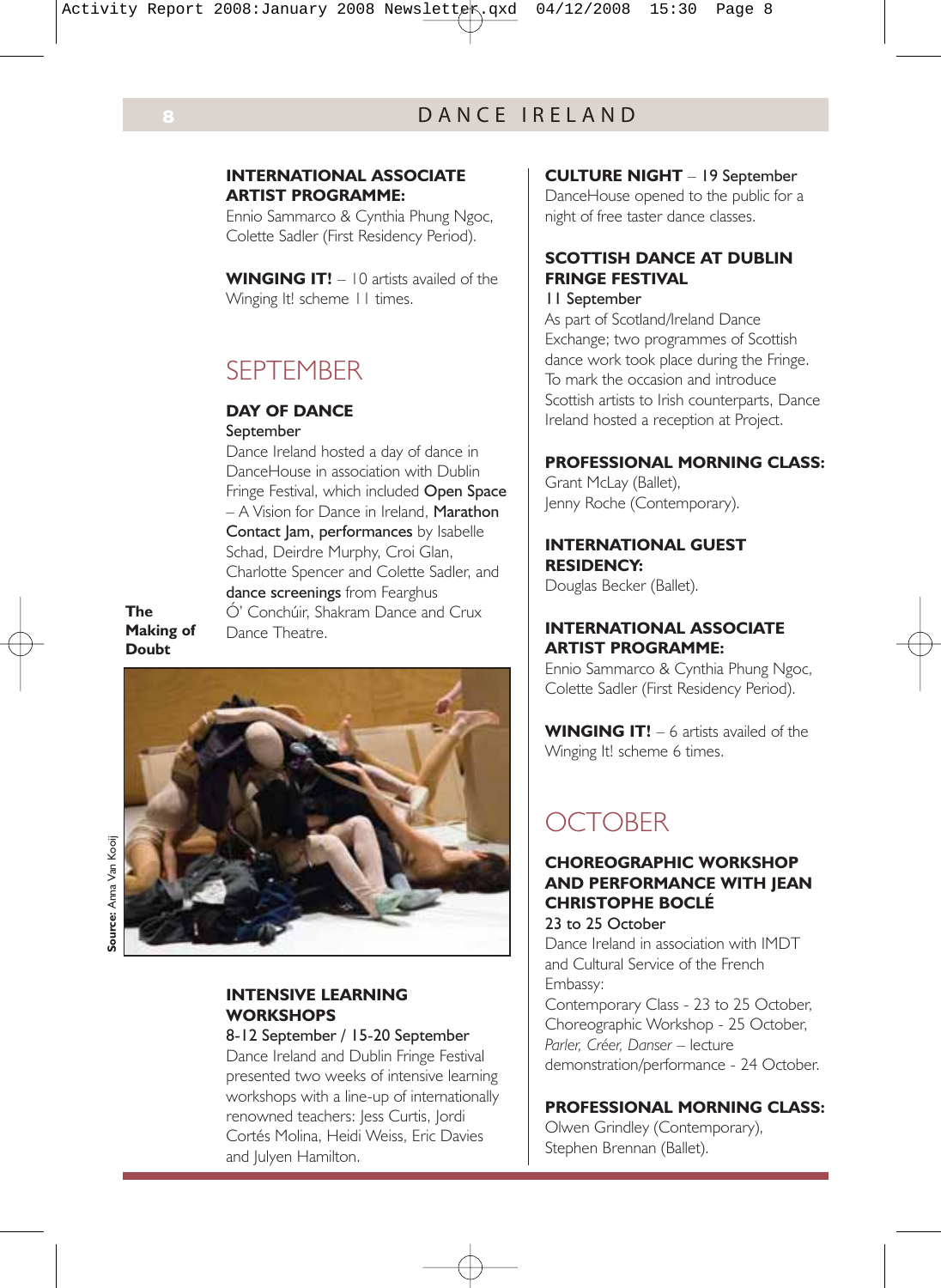**INTERNATIONAL ASSOCIATE ARTIST PROGRAMME:**
Ennio Sammarco & Cynthia Phung Ngoc, Colette Sadler (First Residency Period).

**WINGING IT!** – 10 artists availed of the Winging It! scheme 11 times.

## SEPTEMBER

**DAY OF DANCE**
September
Dance Ireland hosted a day of dance in DanceHouse in association with Dublin Fringe Festival, which included Open Space – A Vision for Dance in Ireland, Marathon Contact Jam, performances by Isabelle Schad, Deirdre Murphy, Croi Glan, Charlotte Spencer and Colette Sadler, and dance screenings from Fearghus Ó' Conchúir, Shakram Dance and Crux Dance Theatre.

**The Making of Doubt**

**Source:** Anna Van Kooij

**INTENSIVE LEARNING WORKSHOPS**
8-12 September / 15-20 September
Dance Ireland and Dublin Fringe Festival presented two weeks of intensive learning workshops with a line-up of internationally renowned teachers: Jess Curtis, Jordi Cortés Molina, Heidi Weiss, Eric Davies and Julyen Hamilton.

**CULTURE NIGHT** – 19 September
DanceHouse opened to the public for a night of free taster dance classes.

**SCOTTISH DANCE AT DUBLIN FRINGE FESTIVAL**
11 September
As part of Scotland/Ireland Dance Exchange; two programmes of Scottish dance work took place during the Fringe. To mark the occasion and introduce Scottish artists to Irish counterparts, Dance Ireland hosted a reception at Project.

**PROFESSIONAL MORNING CLASS:**
Grant McLay (Ballet),
Jenny Roche (Contemporary).

**INTERNATIONAL GUEST RESIDENCY:**
Douglas Becker (Ballet).

**INTERNATIONAL ASSOCIATE ARTIST PROGRAMME:**
Ennio Sammarco & Cynthia Phung Ngoc, Colette Sadler (First Residency Period).

**WINGING IT!** – 6 artists availed of the Winging It! scheme 6 times.

## OCTOBER

**CHOREOGRAPHIC WORKSHOP AND PERFORMANCE WITH JEAN CHRISTOPHE BOCLÉ**
23 to 25 October
Dance Ireland in association with IMDT and Cultural Service of the French Embassy:
Contemporary Class - 23 to 25 October,
Choreographic Workshop - 25 October,
*Parler, Créer, Danser* – lecture demonstration/performance - 24 October.

**PROFESSIONAL MORNING CLASS:**
Olwen Grindley (Contemporary),
Stephen Brennan (Ballet).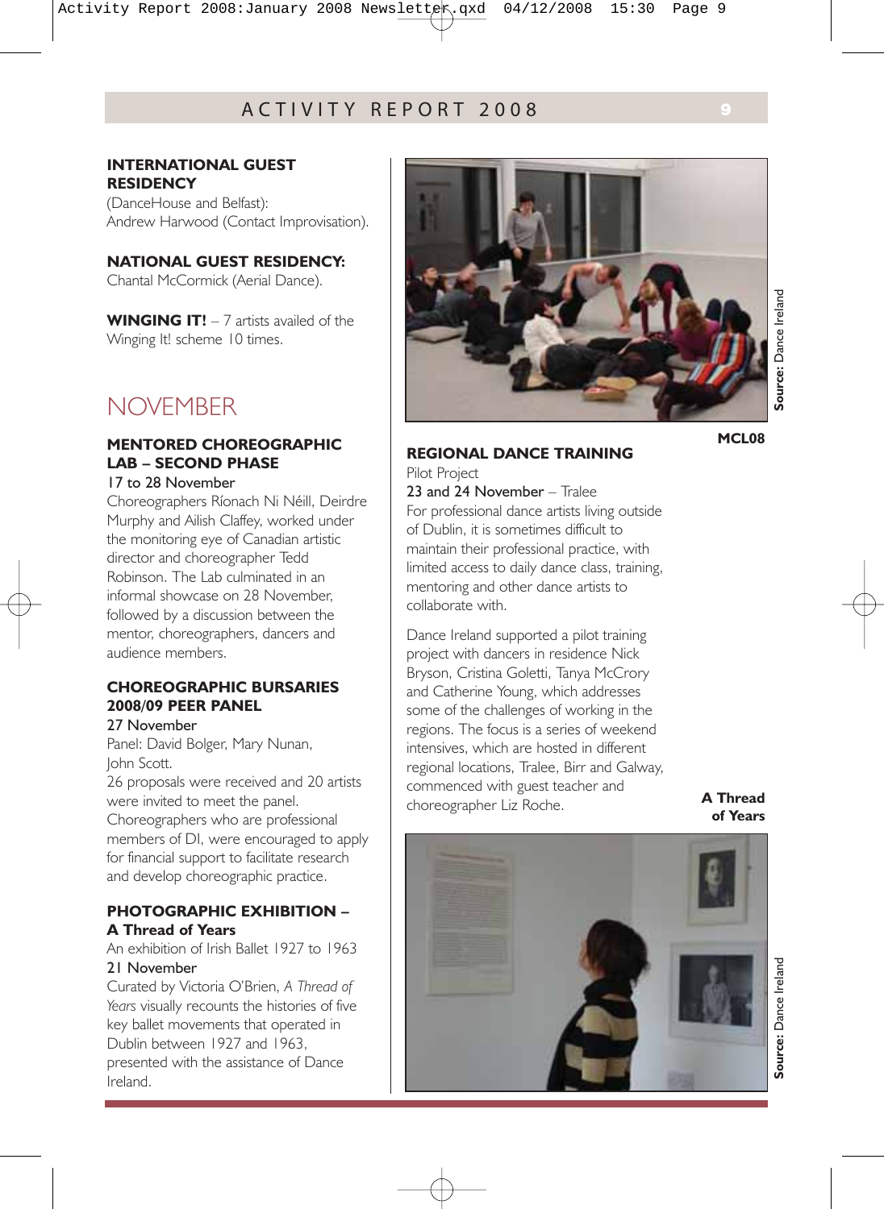**INTERNATIONAL GUEST RESIDENCY**
(DanceHouse and Belfast):
Andrew Harwood (Contact Improvisation).

**NATIONAL GUEST RESIDENCY:**
Chantal McCormick (Aerial Dance).

**WINGING IT!** – 7 artists availed of the Winging It! scheme 10 times.

## NOVEMBER

**MENTORED CHOREOGRAPHIC LAB – SECOND PHASE**
17 to 28 November
Choreographers Ríonach Ni Néill, Deirdre Murphy and Ailish Claffey, worked under the monitoring eye of Canadian artistic director and choreographer Tedd Robinson. The Lab culminated in an informal showcase on 28 November, followed by a discussion between the mentor, choreographers, dancers and audience members.

**CHOREOGRAPHIC BURSARIES 2008/09 PEER PANEL**
27 November
Panel: David Bolger, Mary Nunan, John Scott.
26 proposals were received and 20 artists were invited to meet the panel. Choreographers who are professional members of DI, were encouraged to apply for financial support to facilitate research and develop choreographic practice.

**PHOTOGRAPHIC EXHIBITION – A Thread of Years**
An exhibition of Irish Ballet 1927 to 1963
21 November
Curated by Victoria O'Brien, *A Thread of Years* visually recounts the histories of five key ballet movements that operated in Dublin between 1927 and 1963, presented with the assistance of Dance Ireland.

**Source:** Dance Ireland

**MCL08**

**REGIONAL DANCE TRAINING**
Pilot Project
23 and 24 November – Tralee
For professional dance artists living outside of Dublin, it is sometimes difficult to maintain their professional practice, with limited access to daily dance class, training, mentoring and other dance artists to collaborate with.

Dance Ireland supported a pilot training project with dancers in residence Nick Bryson, Cristina Goletti, Tanya McCrory and Catherine Young, which addresses some of the challenges of working in the regions. The focus is a series of weekend intensives, which are hosted in different regional locations, Tralee, Birr and Galway, commenced with guest teacher and choreographer Liz Roche.

**A Thread of Years**

**Source:** Dance Ireland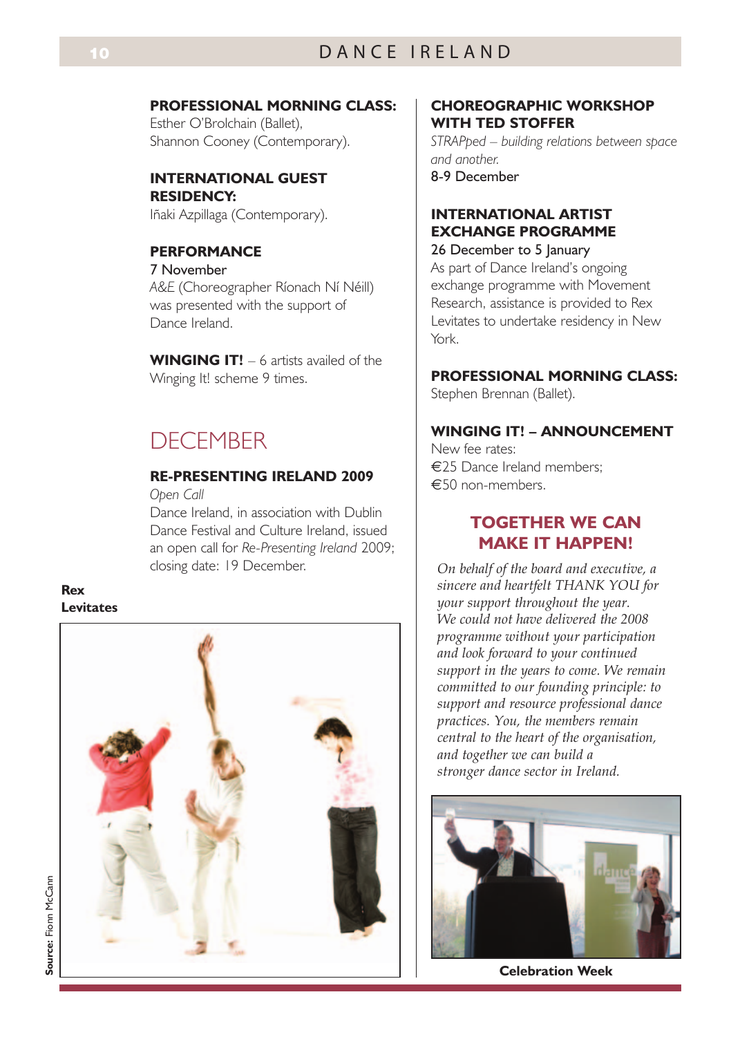**PROFESSIONAL MORNING CLASS:**
Esther O'Brolchain (Ballet), Shannon Cooney (Contemporary).

**INTERNATIONAL GUEST RESIDENCY:**
Iñaki Azpillaga (Contemporary).

**PERFORMANCE**
7 November
*A&E* (Choreographer Ríonach Ní Néill) was presented with the support of Dance Ireland.

**WINGING IT!** – 6 artists availed of the Winging It! scheme 9 times.

## DECEMBER

**RE-PRESENTING IRELAND 2009**
*Open Call*
Dance Ireland, in association with Dublin Dance Festival and Culture Ireland, issued an open call for *Re-Presenting Ireland* 2009; closing date: 19 December.

**Rex Levitates**

Source: Fionn McCann

**CHOREOGRAPHIC WORKSHOP WITH TED STOFFER**
*STRAPped – building relations between space and another.*
8-9 December

**INTERNATIONAL ARTIST EXCHANGE PROGRAMME**
26 December to 5 January
As part of Dance Ireland's ongoing exchange programme with Movement Research, assistance is provided to Rex Levitates to undertake residency in New York.

**PROFESSIONAL MORNING CLASS:**
Stephen Brennan (Ballet).

**WINGING IT! – ANNOUNCEMENT**
New fee rates:
€25 Dance Ireland members;
€50 non-members.

### TOGETHER WE CAN MAKE IT HAPPEN!

*On behalf of the board and executive, a sincere and heartfelt THANK YOU for your support throughout the year. We could not have delivered the 2008 programme without your participation and look forward to your continued support in the years to come. We remain committed to our founding principle: to support and resource professional dance practices. You, the members remain central to the heart of the organisation, and together we can build a stronger dance sector in Ireland.*

**Celebration Week**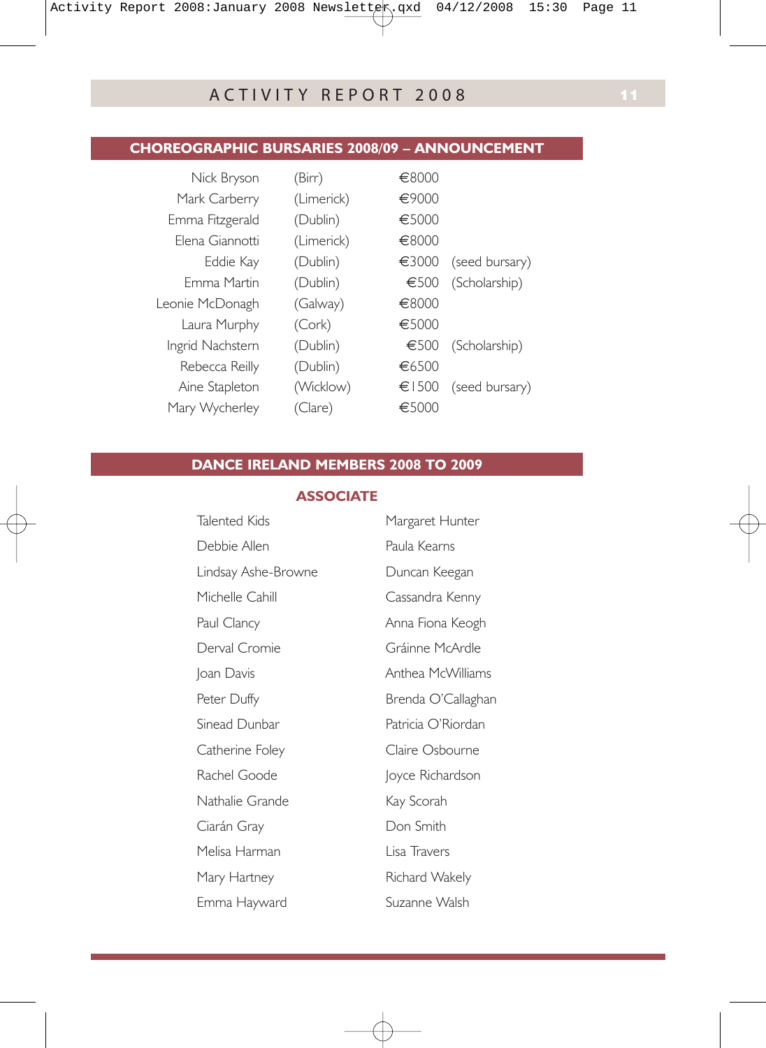## CHOREOGRAPHIC BURSARIES 2008/09 – ANNOUNCEMENT

| | | | |
|---|---|---|---|
| Nick Bryson | (Birr) | €8000 | |
| Mark Carberry | (Limerick) | €9000 | |
| Emma Fitzgerald | (Dublin) | €5000 | |
| Elena Giannotti | (Limerick) | €8000 | |
| Eddie Kay | (Dublin) | €3000 | (seed bursary) |
| Emma Martin | (Dublin) | €500 | (Scholarship) |
| Leonie McDonagh | (Galway) | €8000 | |
| Laura Murphy | (Cork) | €5000 | |
| Ingrid Nachstern | (Dublin) | €500 | (Scholarship) |
| Rebecca Reilly | (Dublin) | €6500 | |
| Aine Stapleton | (Wicklow) | €1500 | (seed bursary) |
| Mary Wycherley | (Clare) | €5000 | |

## DANCE IRELAND MEMBERS 2008 TO 2009

### ASSOCIATE

Talented Kids
Debbie Allen
Lindsay Ashe-Browne
Michelle Cahill
Paul Clancy
Derval Cromie
Joan Davis
Peter Duffy
Sinead Dunbar
Catherine Foley
Rachel Goode
Nathalie Grande
Ciarán Gray
Melisa Harman
Mary Hartney
Emma Hayward
Margaret Hunter
Paula Kearns
Duncan Keegan
Cassandra Kenny
Anna Fiona Keogh
Gráinne McArdle
Anthea McWilliams
Brenda O'Callaghan
Patricia O'Riordan
Claire Osbourne
Joyce Richardson
Kay Scorah
Don Smith
Lisa Travers
Richard Wakely
Suzanne Walsh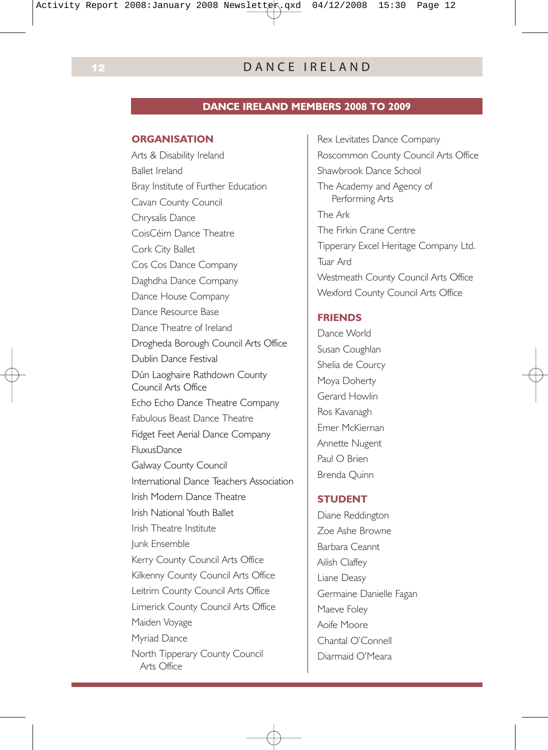## DANCE IRELAND MEMBERS 2008 TO 2009

### ORGANISATION

Arts & Disability Ireland
Ballet Ireland
Bray Institute of Further Education
Cavan County Council
Chrysalis Dance
CoisCéim Dance Theatre
Cork City Ballet
Cos Cos Dance Company
Daghdha Dance Company
Dance House Company
Dance Resource Base
Dance Theatre of Ireland
Drogheda Borough Council Arts Office
Dublin Dance Festival
Dún Laoghaire Rathdown County Council Arts Office
Echo Echo Dance Theatre Company
Fabulous Beast Dance Theatre
Fidget Feet Aerial Dance Company
FluxusDance
Galway County Council
International Dance Teachers Association
Irish Modern Dance Theatre
Irish National Youth Ballet
Irish Theatre Institute
Junk Ensemble
Kerry County Council Arts Office
Kilkenny County Council Arts Office
Leitrim County Council Arts Office
Limerick County Council Arts Office
Maiden Voyage
Myriad Dance
North Tipperary County Council Arts Office
Rex Levitates Dance Company
Roscommon County Council Arts Office
Shawbrook Dance School
The Academy and Agency of Performing Arts
The Ark
The Firkin Crane Centre
Tipperary Excel Heritage Company Ltd.
Tuar Ard
Westmeath County Council Arts Office
Wexford County Council Arts Office

### FRIENDS

Dance World
Susan Coughlan
Shelia de Courcy
Moya Doherty
Gerard Howlin
Ros Kavanagh
Emer McKiernan
Annette Nugent
Paul O Brien
Brenda Quinn

### STUDENT

Diane Reddington
Zoe Ashe Browne
Barbara Ceannt
Ailish Claffey
Liane Deasy
Germaine Danielle Fagan
Maeve Foley
Aoife Moore
Chantal O'Connell
Diarmaid O'Meara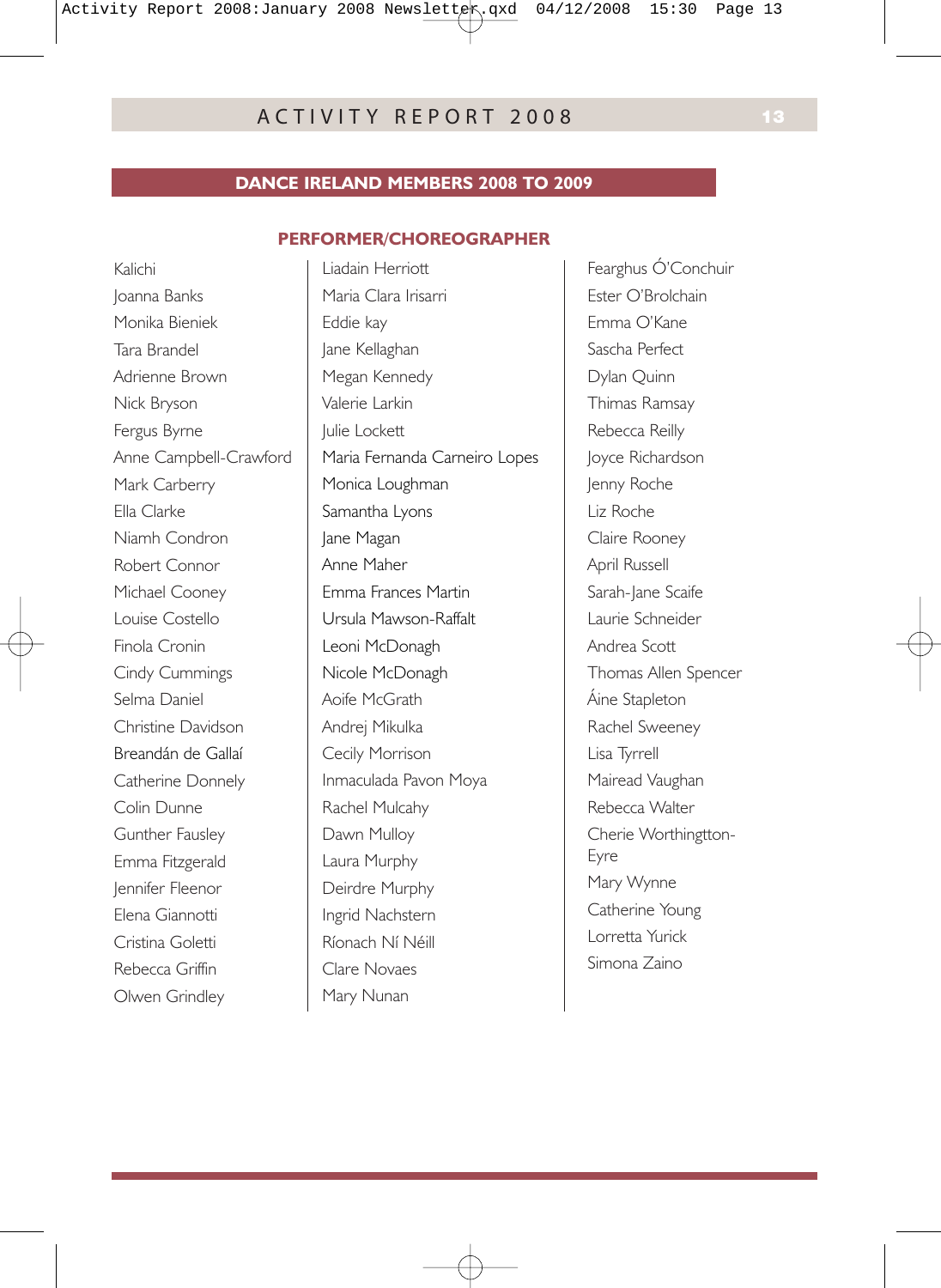## DANCE IRELAND MEMBERS 2008 TO 2009

### PERFORMER/CHOREOGRAPHER

Kalichi
Joanna Banks
Monika Bieniek
Tara Brandel
Adrienne Brown
Nick Bryson
Fergus Byrne
Anne Campbell-Crawford
Mark Carberry
Ella Clarke
Niamh Condron
Robert Connor
Michael Cooney
Louise Costello
Finola Cronin
Cindy Cummings
Selma Daniel
Christine Davidson
Breandán de Gallaí
Catherine Donnely
Colin Dunne
Gunther Fausley
Emma Fitzgerald
Jennifer Fleenor
Elena Giannotti
Cristina Goletti
Rebecca Griffin
Olwen Grindley
Liadain Herriott
Maria Clara Irisarri
Eddie kay
Jane Kellaghan
Megan Kennedy
Valerie Larkin
Julie Lockett
Maria Fernanda Carneiro Lopes
Monica Loughman
Samantha Lyons
Jane Magan
Anne Maher
Emma Frances Martin
Ursula Mawson-Raffalt
Leoni McDonagh
Nicole McDonagh
Aoife McGrath
Andrej Mikulka
Cecily Morrison
Inmaculada Pavon Moya
Rachel Mulcahy
Dawn Mulloy
Laura Murphy
Deirdre Murphy
Ingrid Nachstern
Ríonach Ní Néill
Clare Novaes
Mary Nunan
Fearghus Ó'Conchuir
Ester O'Brolchain
Emma O'Kane
Sascha Perfect
Dylan Quinn
Thimas Ramsay
Rebecca Reilly
Joyce Richardson
Jenny Roche
Liz Roche
Claire Rooney
April Russell
Sarah-Jane Scaife
Laurie Schneider
Andrea Scott
Thomas Allen Spencer
Áine Stapleton
Rachel Sweeney
Lisa Tyrrell
Mairead Vaughan
Rebecca Walter
Cherie Worthingtton-Eyre
Mary Wynne
Catherine Young
Lorretta Yurick
Simona Zaino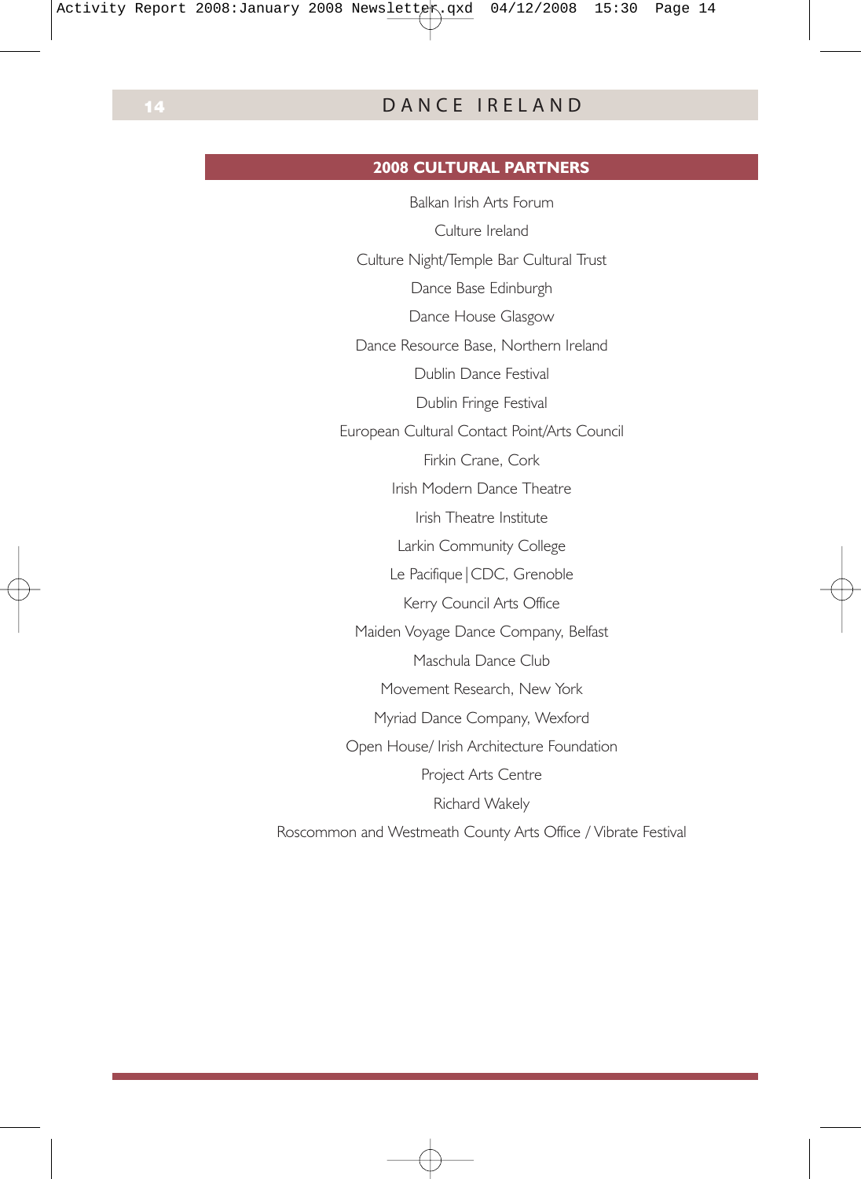## 2008 CULTURAL PARTNERS

Balkan Irish Arts Forum

Culture Ireland

Culture Night/Temple Bar Cultural Trust

Dance Base Edinburgh

Dance House Glasgow

Dance Resource Base, Northern Ireland

Dublin Dance Festival

Dublin Fringe Festival

European Cultural Contact Point/Arts Council

Firkin Crane, Cork

Irish Modern Dance Theatre

Irish Theatre Institute

Larkin Community College

Le Pacifique|CDC, Grenoble

Kerry Council Arts Office

Maiden Voyage Dance Company, Belfast

Maschula Dance Club

Movement Research, New York

Myriad Dance Company, Wexford

Open House/ Irish Architecture Foundation

Project Arts Centre

Richard Wakely

Roscommon and Westmeath County Arts Office / Vibrate Festival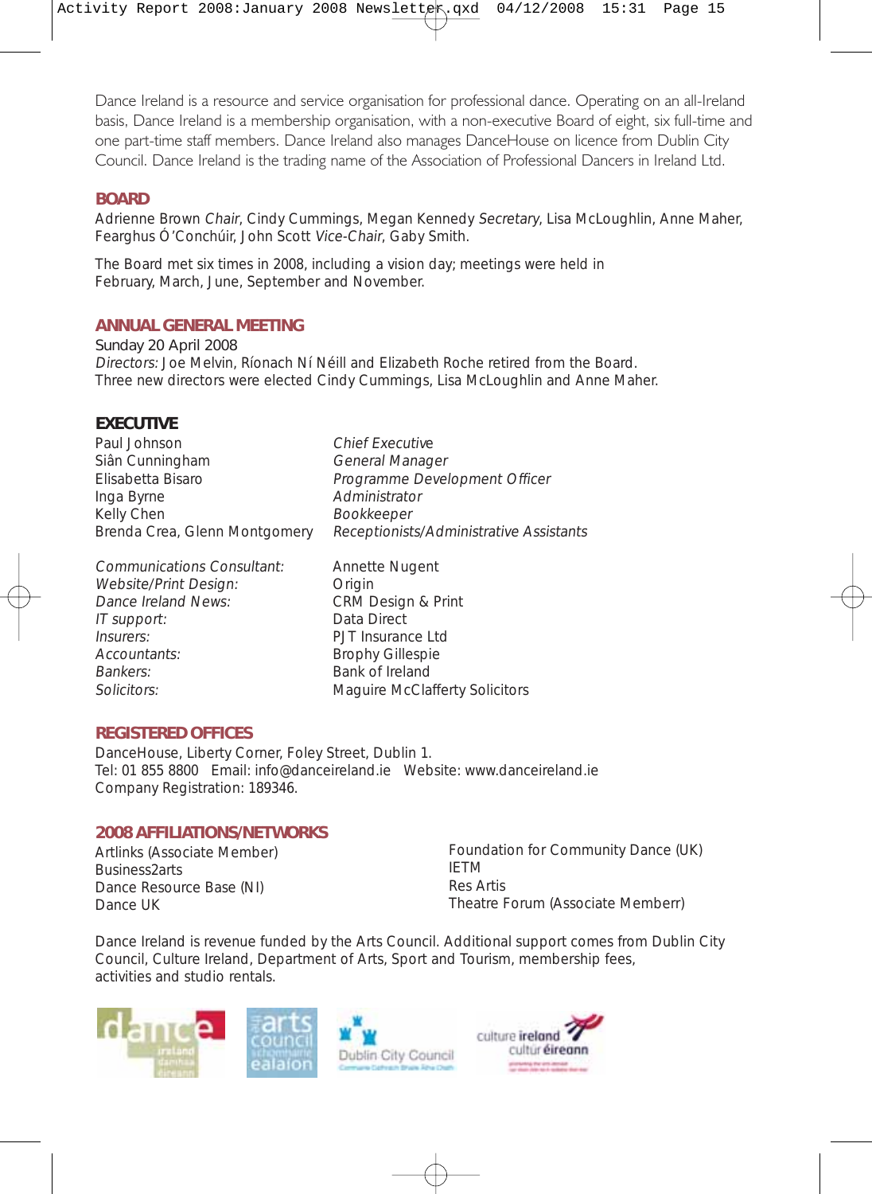Dance Ireland is a resource and service organisation for professional dance. Operating on an all-Ireland basis, Dance Ireland is a membership organisation, with a non-executive Board of eight, six full-time and one part-time staff members. Dance Ireland also manages DanceHouse on licence from Dublin City Council. Dance Ireland is the trading name of the Association of Professional Dancers in Ireland Ltd.

## BOARD

Adrienne Brown *Chair*, Cindy Cummings, Megan Kennedy *Secretary*, Lisa McLoughlin, Anne Maher, Fearghus Ó'Conchúir, John Scott *Vice-Chair*, Gaby Smith.

The Board met six times in 2008, including a vision day; meetings were held in February, March, June, September and November.

## ANNUAL GENERAL MEETING

Sunday 20 April 2008
*Directors:* Joe Melvin, Ríonach Ní Néill and Elizabeth Roche retired from the Board.
Three new directors were elected Cindy Cummings, Lisa McLoughlin and Anne Maher.

## EXECUTIVE

| | |
|---|---|
| Paul Johnson | *Chief Executive* |
| Siân Cunningham | *General Manager* |
| Elisabetta Bisaro | *Programme Development Officer* |
| Inga Byrne | *Administrator* |
| Kelly Chen | *Bookkeeper* |
| Brenda Crea, Glenn Montgomery | *Receptionists/Administrative Assistants* |

| | |
|---|---|
| *Communications Consultant:* | Annette Nugent |
| *Website/Print Design:* | Origin |
| *Dance Ireland News:* | CRM Design & Print |
| *IT support:* | Data Direct |
| *Insurers:* | PJT Insurance Ltd |
| *Accountants:* | Brophy Gillespie |
| *Bankers:* | Bank of Ireland |
| *Solicitors:* | Maguire McClafferty Solicitors |

## REGISTERED OFFICES

DanceHouse, Liberty Corner, Foley Street, Dublin 1.
Tel: 01 855 8800 Email: info@danceireland.ie Website: www.danceireland.ie
Company Registration: 189346.

## 2008 AFFILIATIONS/NETWORKS

Artlinks (Associate Member)
Business2arts
Dance Resource Base (NI)
Dance UK
Foundation for Community Dance (UK)
IETM
Res Artis
Theatre Forum (Associate Memberr)

Dance Ireland is revenue funded by the Arts Council. Additional support comes from Dublin City Council, Culture Ireland, Department of Arts, Sport and Tourism, membership fees, activities and studio rentals.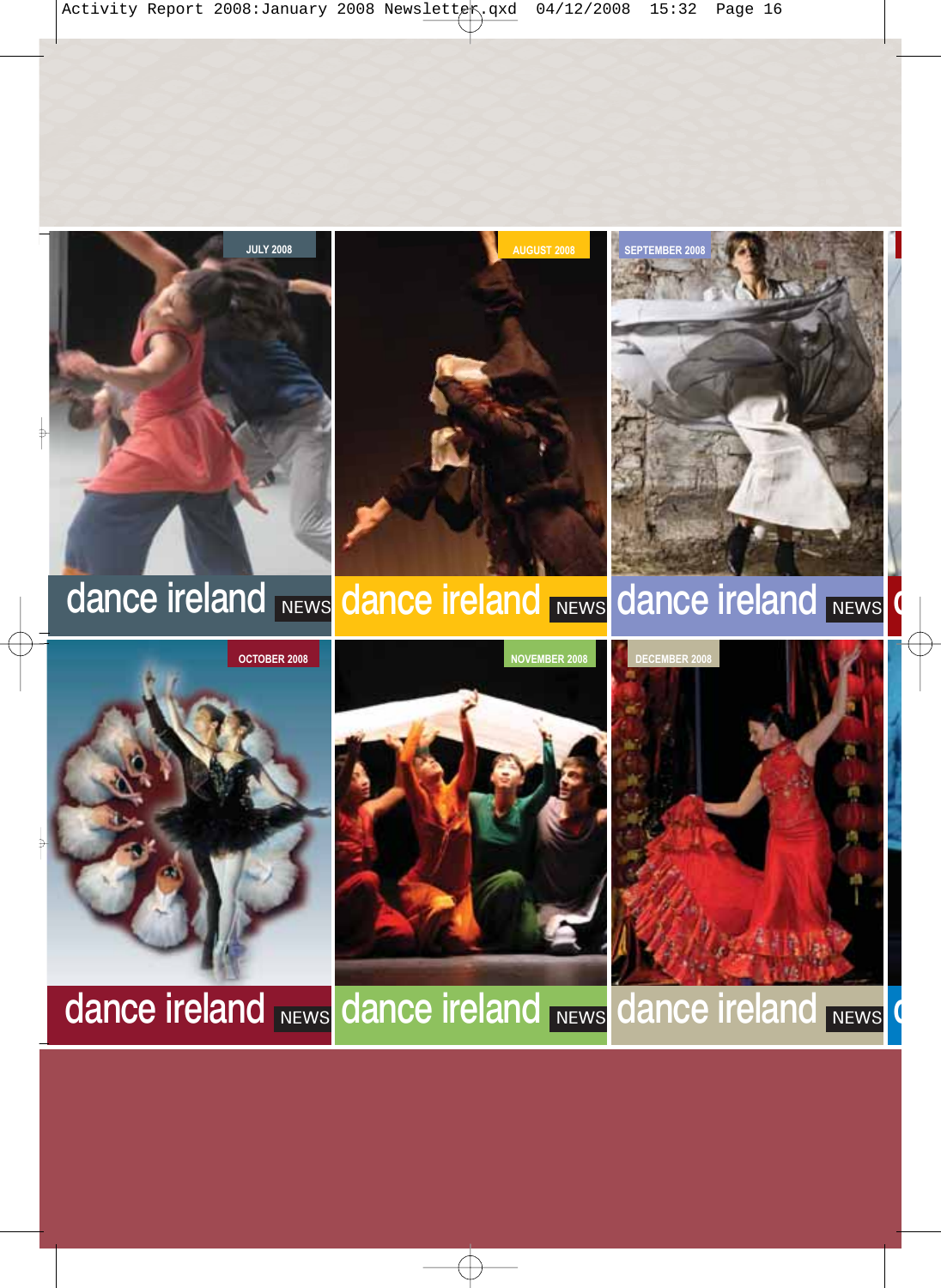JULY 2008

dance ireland NEWS

AUGUST 2008

dance ireland NEWS

SEPTEMBER 2008

dance ireland NEWS

OCTOBER 2008

dance ireland NEWS

NOVEMBER 2008

dance ireland NEWS

DECEMBER 2008

dance ireland NEWS